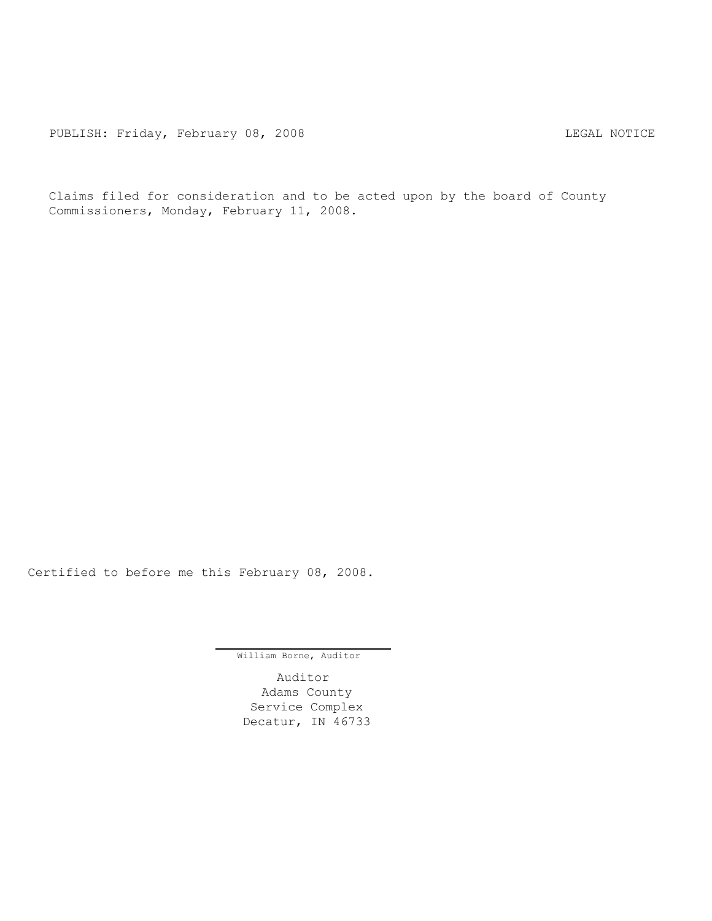PUBLISH: Friday, February 08, 2008 LEGAL NOTICE

Claims filed for consideration and to be acted upon by the board of County Commissioners, Monday, February 11, 2008.

Certified to before me this February 08, 2008.

William Borne, Auditor

Auditor
Adams County
Service Complex
Decatur, IN 46733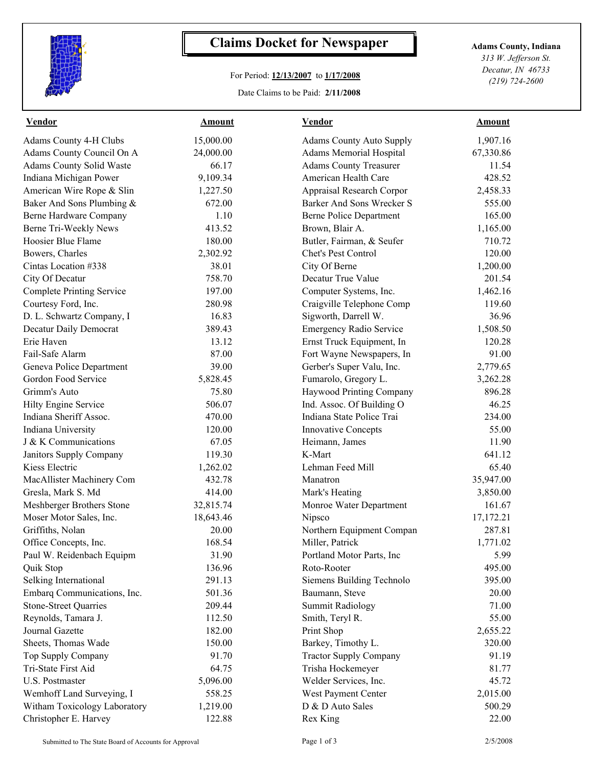# Claims Docket for Newspaper

For Period: **12/13/2007** to **1/17/2008**

Date Claims to be Paid: **2/11/2008**

**Adams County, Indiana**
*313 W. Jefferson St.*
*Decatur, IN 46733*
*(219) 724-2600*

| Vendor | Amount | Vendor | Amount |
|---|---|---|---|
| Adams County 4-H Clubs | 15,000.00 | Adams County Auto Supply | 1,907.16 |
| Adams County Council On A | 24,000.00 | Adams Memorial Hospital | 67,330.86 |
| Adams County Solid Waste | 66.17 | Adams County Treasurer | 11.54 |
| Indiana Michigan Power | 9,109.34 | American Health Care | 428.52 |
| American Wire Rope & Slin | 1,227.50 | Appraisal Research Corpor | 2,458.33 |
| Baker And Sons Plumbing & | 672.00 | Barker And Sons Wrecker S | 555.00 |
| Berne Hardware Company | 1.10 | Berne Police Department | 165.00 |
| Berne Tri-Weekly News | 413.52 | Brown, Blair A. | 1,165.00 |
| Hoosier Blue Flame | 180.00 | Butler, Fairman, & Seufer | 710.72 |
| Bowers, Charles | 2,302.92 | Chet's Pest Control | 120.00 |
| Cintas Location #338 | 38.01 | City Of Berne | 1,200.00 |
| City Of Decatur | 758.70 | Decatur True Value | 201.54 |
| Complete Printing Service | 197.00 | Computer Systems, Inc. | 1,462.16 |
| Courtesy Ford, Inc. | 280.98 | Craigville Telephone Comp | 119.60 |
| D. L. Schwartz Company, I | 16.83 | Sigworth, Darrell W. | 36.96 |
| Decatur Daily Democrat | 389.43 | Emergency Radio Service | 1,508.50 |
| Erie Haven | 13.12 | Ernst Truck Equipment, In | 120.28 |
| Fail-Safe Alarm | 87.00 | Fort Wayne Newspapers, In | 91.00 |
| Geneva Police Department | 39.00 | Gerber's Super Valu, Inc. | 2,779.65 |
| Gordon Food Service | 5,828.45 | Fumarolo, Gregory L. | 3,262.28 |
| Grimm's Auto | 75.80 | Haywood Printing Company | 896.28 |
| Hilty Engine Service | 506.07 | Ind. Assoc. Of Building O | 46.25 |
| Indiana Sheriff Assoc. | 470.00 | Indiana State Police Trai | 234.00 |
| Indiana University | 120.00 | Innovative Concepts | 55.00 |
| J & K Communications | 67.05 | Heimann, James | 11.90 |
| Janitors Supply Company | 119.30 | K-Mart | 641.12 |
| Kiess Electric | 1,262.02 | Lehman Feed Mill | 65.40 |
| MacAllister Machinery Com | 432.78 | Manatron | 35,947.00 |
| Gresla, Mark S. Md | 414.00 | Mark's Heating | 3,850.00 |
| Meshberger Brothers Stone | 32,815.74 | Monroe Water Department | 161.67 |
| Moser Motor Sales, Inc. | 18,643.46 | Nipsco | 17,172.21 |
| Griffiths, Nolan | 20.00 | Northern Equipment Compan | 287.81 |
| Office Concepts, Inc. | 168.54 | Miller, Patrick | 1,771.02 |
| Paul W. Reidenbach Equipm | 31.90 | Portland Motor Parts, Inc | 5.99 |
| Quik Stop | 136.96 | Roto-Rooter | 495.00 |
| Selking International | 291.13 | Siemens Building Technolo | 395.00 |
| Embarq Communications, Inc. | 501.36 | Baumann, Steve | 20.00 |
| Stone-Street Quarries | 209.44 | Summit Radiology | 71.00 |
| Reynolds, Tamara J. | 112.50 | Smith, Teryl R. | 55.00 |
| Journal Gazette | 182.00 | Print Shop | 2,655.22 |
| Sheets, Thomas Wade | 150.00 | Barkey, Timothy L. | 320.00 |
| Top Supply Company | 91.70 | Tractor Supply Company | 91.19 |
| Tri-State First Aid | 64.75 | Trisha Hockemeyer | 81.77 |
| U.S. Postmaster | 5,096.00 | Welder Services, Inc. | 45.72 |
| Wemhoff Land Surveying, I | 558.25 | West Payment Center | 2,015.00 |
| Witham Toxicology Laboratory | 1,219.00 | D & D Auto Sales | 500.29 |
| Christopher E. Harvey | 122.88 | Rex King | 22.00 |

Submitted to The State Board of Accounts for Approval

2/5/2008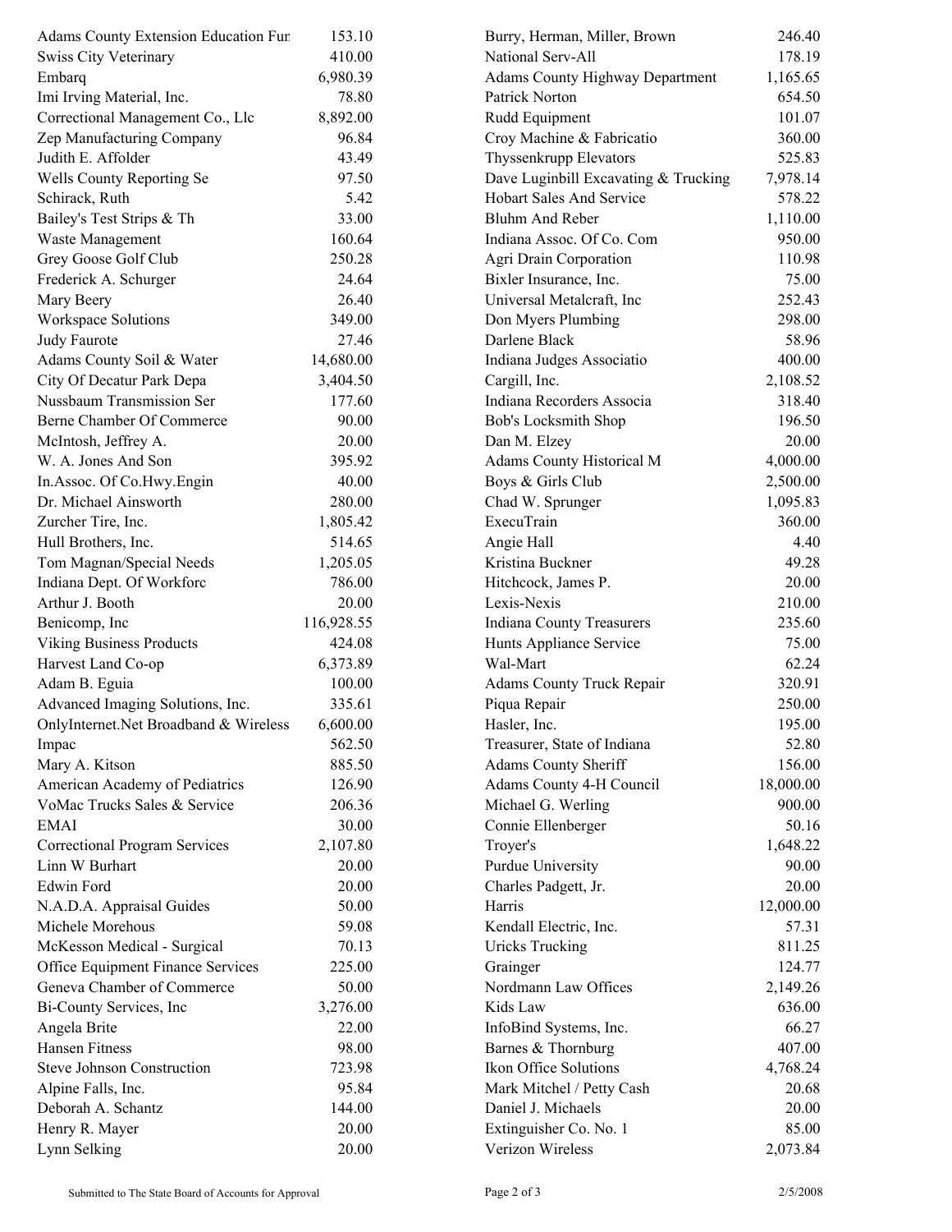| | | | |
|---|---|---|---|
| Adams County Extension Education Fur | 153.10 | Burry, Herman, Miller, Brown | 246.40 |
| Swiss City Veterinary | 410.00 | National Serv-All | 178.19 |
| Embarq | 6,980.39 | Adams County Highway Department | 1,165.65 |
| Imi Irving Material, Inc. | 78.80 | Patrick Norton | 654.50 |
| Correctional Management Co., Llc | 8,892.00 | Rudd Equipment | 101.07 |
| Zep Manufacturing Company | 96.84 | Croy Machine & Fabricatio | 360.00 |
| Judith E. Affolder | 43.49 | Thyssenkrupp Elevators | 525.83 |
| Wells County Reporting Se | 97.50 | Dave Luginbill Excavating & Trucking | 7,978.14 |
| Schirack, Ruth | 5.42 | Hobart Sales And Service | 578.22 |
| Bailey's Test Strips & Th | 33.00 | Bluhm And Reber | 1,110.00 |
| Waste Management | 160.64 | Indiana Assoc. Of Co. Com | 950.00 |
| Grey Goose Golf Club | 250.28 | Agri Drain Corporation | 110.98 |
| Frederick A. Schurger | 24.64 | Bixler Insurance, Inc. | 75.00 |
| Mary Beery | 26.40 | Universal Metalcraft, Inc | 252.43 |
| Workspace Solutions | 349.00 | Don Myers Plumbing | 298.00 |
| Judy Faurote | 27.46 | Darlene Black | 58.96 |
| Adams County Soil & Water | 14,680.00 | Indiana Judges Associatio | 400.00 |
| City Of Decatur Park Depa | 3,404.50 | Cargill, Inc. | 2,108.52 |
| Nussbaum Transmission Ser | 177.60 | Indiana Recorders Associa | 318.40 |
| Berne Chamber Of Commerce | 90.00 | Bob's Locksmith Shop | 196.50 |
| McIntosh, Jeffrey A. | 20.00 | Dan M. Elzey | 20.00 |
| W. A. Jones And Son | 395.92 | Adams County Historical M | 4,000.00 |
| In.Assoc. Of Co.Hwy.Engin | 40.00 | Boys & Girls Club | 2,500.00 |
| Dr. Michael Ainsworth | 280.00 | Chad W. Sprunger | 1,095.83 |
| Zurcher Tire, Inc. | 1,805.42 | ExecuTrain | 360.00 |
| Hull Brothers, Inc. | 514.65 | Angie Hall | 4.40 |
| Tom Magnan/Special Needs | 1,205.05 | Kristina Buckner | 49.28 |
| Indiana Dept. Of Workforc | 786.00 | Hitchcock, James P. | 20.00 |
| Arthur J. Booth | 20.00 | Lexis-Nexis | 210.00 |
| Benicomp, Inc | 116,928.55 | Indiana County Treasurers | 235.60 |
| Viking Business Products | 424.08 | Hunts Appliance Service | 75.00 |
| Harvest Land Co-op | 6,373.89 | Wal-Mart | 62.24 |
| Adam B. Eguia | 100.00 | Adams County Truck Repair | 320.91 |
| Advanced Imaging Solutions, Inc. | 335.61 | Piqua Repair | 250.00 |
| OnlyInternet.Net Broadband & Wireless | 6,600.00 | Hasler, Inc. | 195.00 |
| Impac | 562.50 | Treasurer, State of Indiana | 52.80 |
| Mary A. Kitson | 885.50 | Adams County Sheriff | 156.00 |
| American Academy of Pediatrics | 126.90 | Adams County 4-H Council | 18,000.00 |
| VoMac Trucks Sales & Service | 206.36 | Michael G. Werling | 900.00 |
| EMAI | 30.00 | Connie Ellenberger | 50.16 |
| Correctional Program Services | 2,107.80 | Troyer's | 1,648.22 |
| Linn W Burhart | 20.00 | Purdue University | 90.00 |
| Edwin Ford | 20.00 | Charles Padgett, Jr. | 20.00 |
| N.A.D.A. Appraisal Guides | 50.00 | Harris | 12,000.00 |
| Michele Morehous | 59.08 | Kendall Electric, Inc. | 57.31 |
| McKesson Medical - Surgical | 70.13 | Uricks Trucking | 811.25 |
| Office Equipment Finance Services | 225.00 | Grainger | 124.77 |
| Geneva Chamber of Commerce | 50.00 | Nordmann Law Offices | 2,149.26 |
| Bi-County Services, Inc | 3,276.00 | Kids Law | 636.00 |
| Angela Brite | 22.00 | InfoBind Systems, Inc. | 66.27 |
| Hansen Fitness | 98.00 | Barnes & Thornburg | 407.00 |
| Steve Johnson Construction | 723.98 | Ikon Office Solutions | 4,768.24 |
| Alpine Falls, Inc. | 95.84 | Mark Mitchel / Petty Cash | 20.68 |
| Deborah A. Schantz | 144.00 | Daniel J. Michaels | 20.00 |
| Henry R. Mayer | 20.00 | Extinguisher Co. No. 1 | 85.00 |
| Lynn Selking | 20.00 | Verizon Wireless | 2,073.84 |

Submitted to The State Board of Accounts for Approval 2/5/2008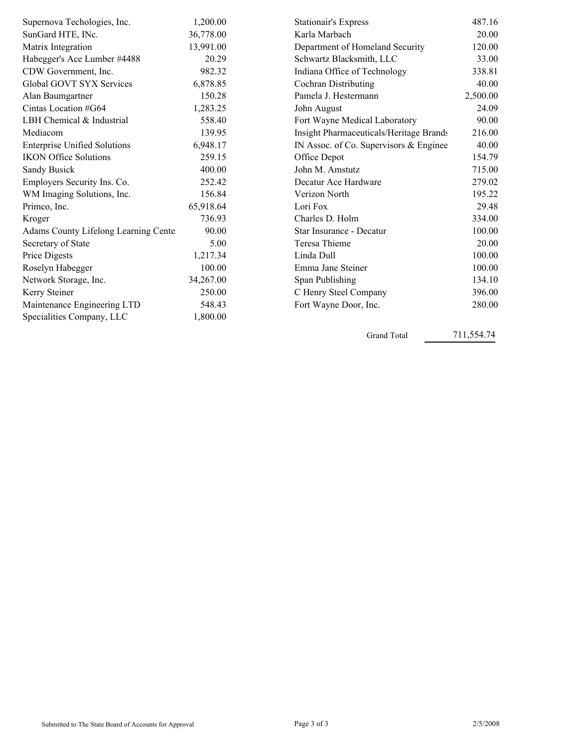| | | | |
|---|---|---|---|
| Supernova Techologies, Inc. | 1,200.00 | Stationair's Express | 487.16 |
| SunGard HTE, INc. | 36,778.00 | Karla Marbach | 20.00 |
| Matrix Integration | 13,991.00 | Department of Homeland Security | 120.00 |
| Habegger's Ace Lumber #4488 | 20.29 | Schwartz Blacksmith, LLC | 33.00 |
| CDW Government, Inc. | 982.32 | Indiana Office of Technology | 338.81 |
| Global GOVT SYX Services | 6,878.85 | Cochran Distributing | 40.00 |
| Alan Baumgartner | 150.28 | Pamela J. Hestermann | 2,500.00 |
| Cintas Location #G64 | 1,283.25 | John August | 24.09 |
| LBH Chemical & Industrial | 558.40 | Fort Wayne Medical Laboratory | 90.00 |
| Mediacom | 139.95 | Insight Pharmaceuticals/Heritage Brands | 216.00 |
| Enterprise Unified Solutions | 6,948.17 | IN Assoc. of Co. Supervisors & Enginee | 40.00 |
| IKON Office Solutions | 259.15 | Office Depot | 154.79 |
| Sandy Busick | 400.00 | John M. Amstutz | 715.00 |
| Employers Security Ins. Co. | 252.42 | Decatur Ace Hardware | 279.02 |
| WM Imaging Solutions, Inc. | 156.84 | Verizon North | 195.22 |
| Primco, Inc. | 65,918.64 | Lori Fox | 29.48 |
| Kroger | 736.93 | Charles D. Holm | 334.00 |
| Adams County Lifelong Learning Cente | 90.00 | Star Insurance - Decatur | 100.00 |
| Secretary of State | 5.00 | Teresa Thieme | 20.00 |
| Price Digests | 1,217.34 | Linda Dull | 100.00 |
| Roselyn Habegger | 100.00 | Emma Jane Steiner | 100.00 |
| Network Storage, Inc. | 34,267.00 | Span Publishing | 134.10 |
| Kerry Steiner | 250.00 | C Henry Steel Company | 396.00 |
| Maintenance Engineering LTD | 548.43 | Fort Wayne Door, Inc. | 280.00 |
| Specialities Company, LLC | 1,800.00 | | |
| | | Grand Total | 711,554.74 |

Submitted to The State Board of Accounts for Approval

2/5/2008